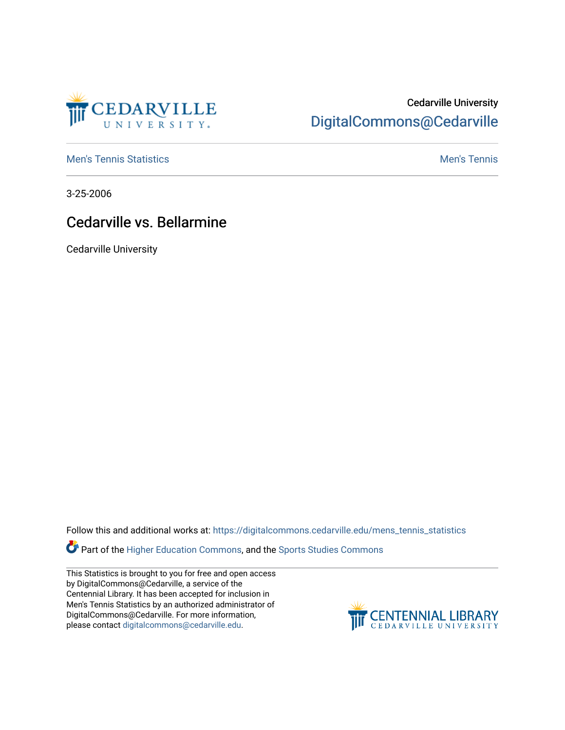Cedarville University
DigitalCommons@Cedarville

Men's Tennis Statistics | Men's Tennis

3-25-2006

# Cedarville vs. Bellarmine

Cedarville University

Follow this and additional works at: https://digitalcommons.cedarville.edu/mens_tennis_statistics

Part of the Higher Education Commons, and the Sports Studies Commons

This Statistics is brought to you for free and open access by DigitalCommons@Cedarville, a service of the Centennial Library. It has been accepted for inclusion in Men's Tennis Statistics by an authorized administrator of DigitalCommons@Cedarville. For more information, please contact digitalcommons@cedarville.edu.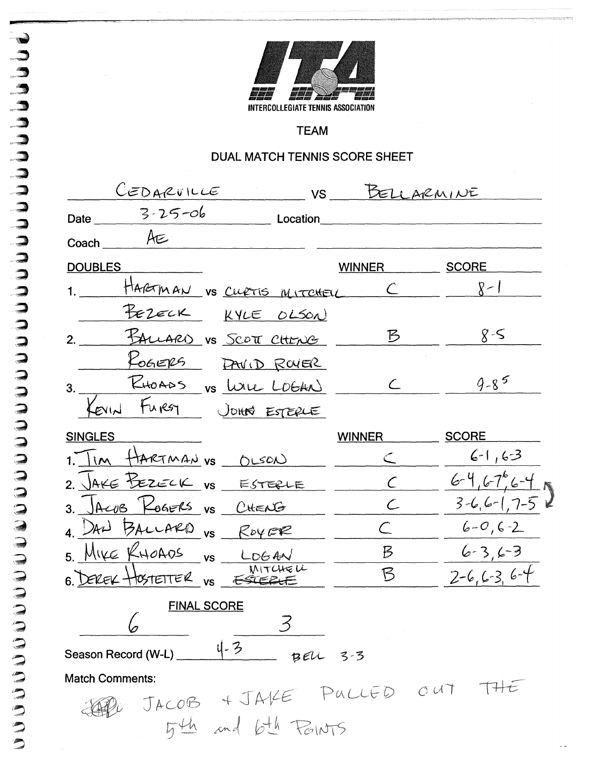INTERCOLLEGIATE TENNIS ASSOCIATION

TEAM

DUAL MATCH TENNIS SCORE SHEET

CEDARVILLE VS BELLARMINE

Date 3-25-06 Location

Coach AE

| DOUBLES | | WINNER | SCORE |
|---|---|---|---|
| 1. HARTMAN / BEZECK | vs CURTIS MITCHELL / KYLE OLSON | C | 8-1 |
| 2. BALLARD / ROGERS | vs SCOTT CHENG / DAVID ROYER | B | 8-5 |
| 3. RHOADS / KEVIN FURST | vs WILL LOGAN / JOHN ESTERLE | C | $9-8^{5}$ |

| SINGLES | | WINNER | SCORE |
|---|---|---|---|
| 1. TIM HARTMAN | vs OLSON | C | 6-1, 6-3 |
| 2. JAKE BEZECK | vs ESTERLE | C | 6-4, $6-7^{6}$, 6-4 |
| 3. JACOB ROGERS | vs CHENG | C | 3-6, 6-1, 7-5 |
| 4. DAN BALLARD | vs ROYER | C | 6-0, 6-2 |
| 5. MIKE RHOADS | vs LOGAN | B | 6-3, 6-3 |
| 6. DEREK HOSTETTER | vs ~~ESTERLE~~ MITCHELL | B | 2-6, 6-3, 6-4 |

FINAL SCORE

6 3

Season Record (W-L) 4-3 BELL 3-3

Match Comments:

JACOB + JAKE PULLED OUT THE 5th and 6th POINTS